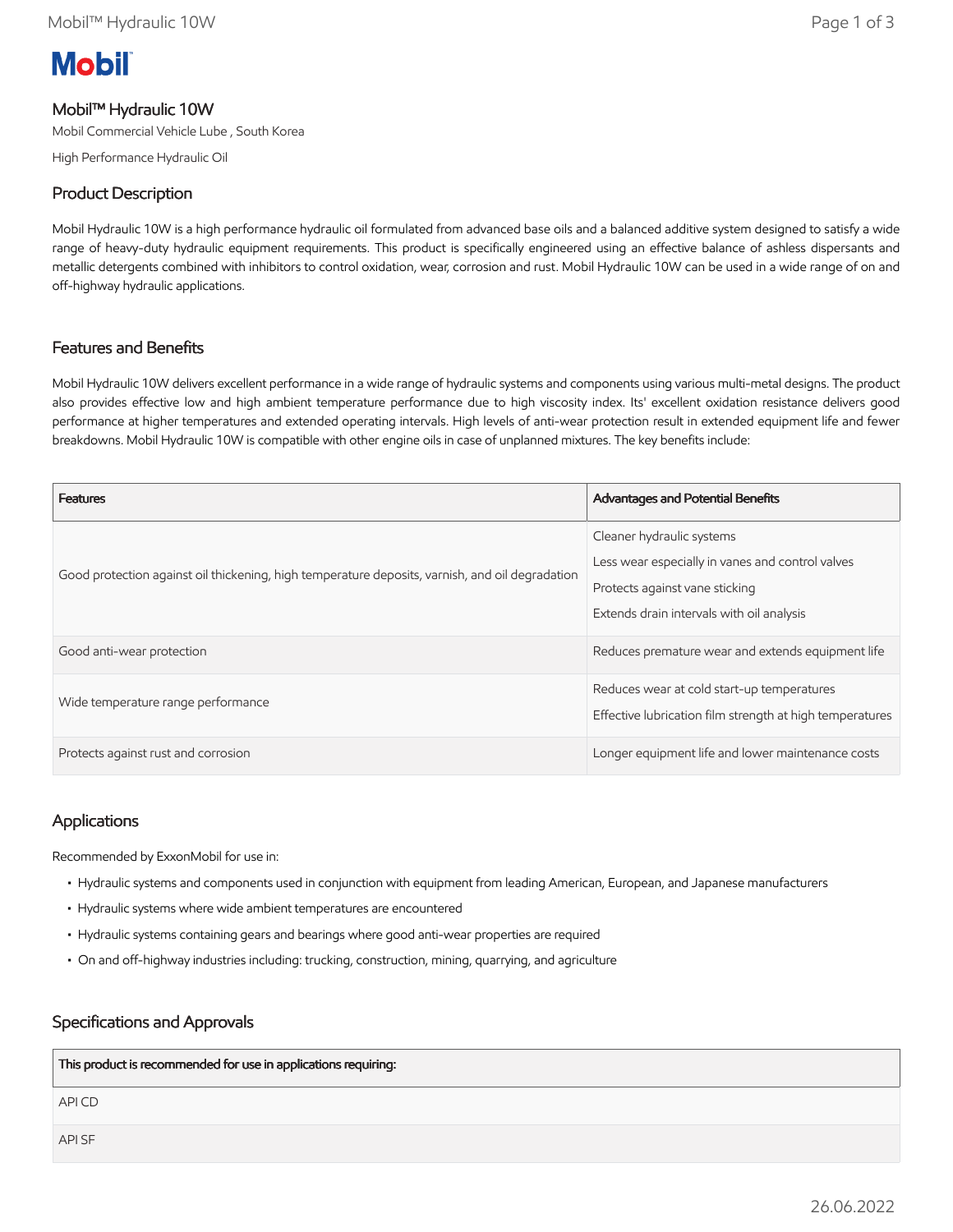Mobil

# Mobil™ Hydraulic 10W

Mobil Commercial Vehicle Lube , South Korea

High Performance Hydraulic Oil

## Product Description

Mobil Hydraulic 10W is a high performance hydraulic oil formulated from advanced base oils and a balanced additive system designed to satisfy a wide range of heavy-duty hydraulic equipment requirements. This product is specifically engineered using an effective balance of ashless dispersants and metallic detergents combined with inhibitors to control oxidation, wear, corrosion and rust. Mobil Hydraulic 10W can be used in a wide range of on and off-highway hydraulic applications.

## Features and Benefits

Mobil Hydraulic 10W delivers excellent performance in a wide range of hydraulic systems and components using various multi-metal designs. The product also provides effective low and high ambient temperature performance due to high viscosity index. Its' excellent oxidation resistance delivers good performance at higher temperatures and extended operating intervals. High levels of anti-wear protection result in extended equipment life and fewer breakdowns. Mobil Hydraulic 10W is compatible with other engine oils in case of unplanned mixtures. The key benefits include:

| Features | Advantages and Potential Benefits |
| --- | --- |
| Good protection against oil thickening, high temperature deposits, varnish, and oil degradation | Cleaner hydraulic systems<br>Less wear especially in vanes and control valves<br>Protects against vane sticking<br>Extends drain intervals with oil analysis |
| Good anti-wear protection | Reduces premature wear and extends equipment life |
| Wide temperature range performance | Reduces wear at cold start-up temperatures<br>Effective lubrication film strength at high temperatures |
| Protects against rust and corrosion | Longer equipment life and lower maintenance costs |

## Applications

Recommended by ExxonMobil for use in:

- Hydraulic systems and components used in conjunction with equipment from leading American, European, and Japanese manufacturers
- Hydraulic systems where wide ambient temperatures are encountered
- Hydraulic systems containing gears and bearings where good anti-wear properties are required
- On and off-highway industries including: trucking, construction, mining, quarrying, and agriculture

## Specifications and Approvals

| This product is recommended for use in applications requiring: |
| --- |
| API CD |
| API SF |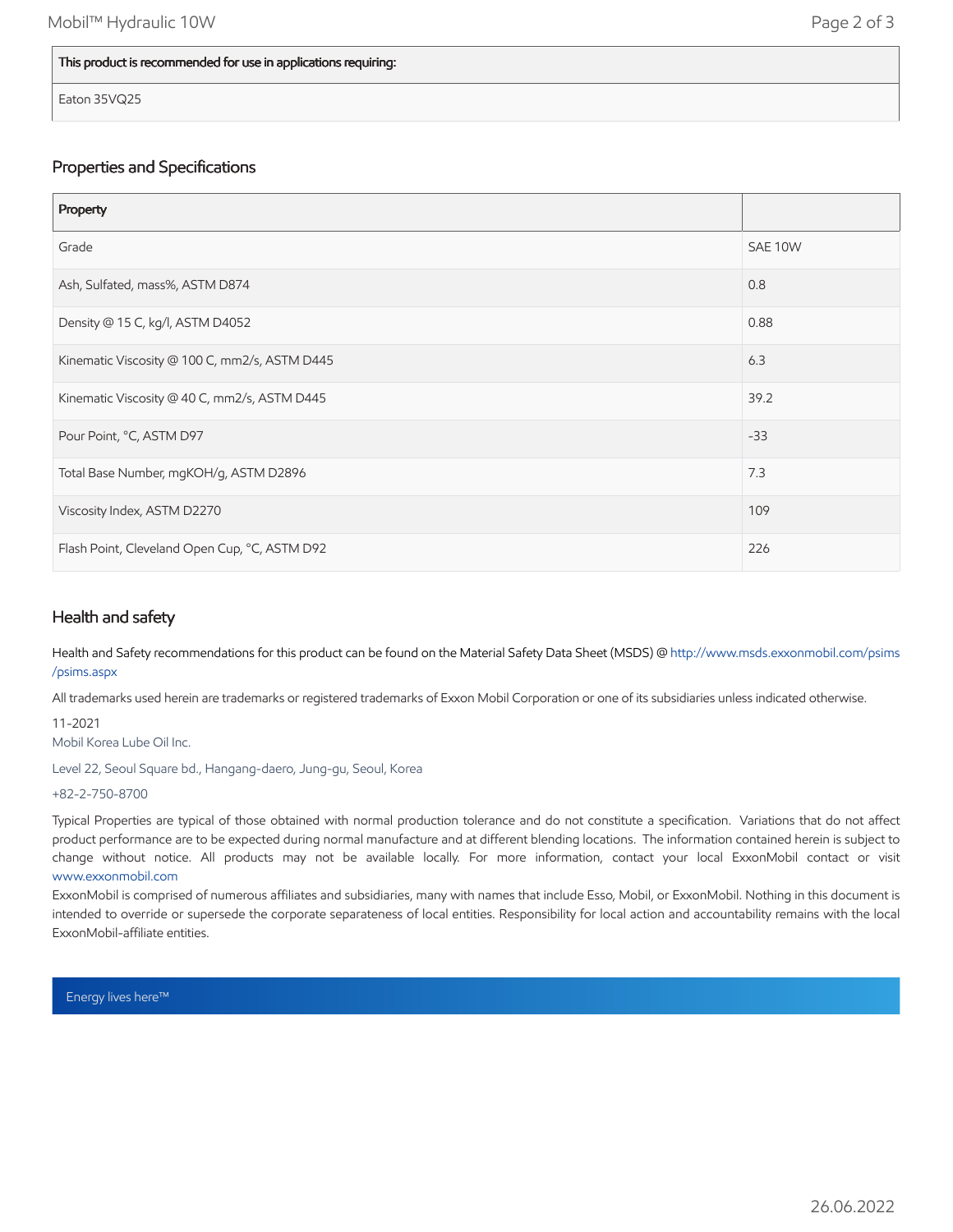| This product is recommended for use in applications requiring: |
| --- |
| Eaton 35VQ25 |

## Properties and Specifications

| Property | |
| --- | --- |
| Grade | SAE 10W |
| Ash, Sulfated, mass%, ASTM D874 | 0.8 |
| Density @ 15 C, kg/l, ASTM D4052 | 0.88 |
| Kinematic Viscosity @ 100 C, mm2/s, ASTM D445 | 6.3 |
| Kinematic Viscosity @ 40 C, mm2/s, ASTM D445 | 39.2 |
| Pour Point, °C, ASTM D97 | -33 |
| Total Base Number, mgKOH/g, ASTM D2896 | 7.3 |
| Viscosity Index, ASTM D2270 | 109 |
| Flash Point, Cleveland Open Cup, °C, ASTM D92 | 226 |

## Health and safety

Health and Safety recommendations for this product can be found on the Material Safety Data Sheet (MSDS) @ http://www.msds.exxonmobil.com/psims/psims.aspx

All trademarks used herein are trademarks or registered trademarks of Exxon Mobil Corporation or one of its subsidiaries unless indicated otherwise.

11-2021

Mobil Korea Lube Oil Inc.

Level 22, Seoul Square bd., Hangang-daero, Jung-gu, Seoul, Korea

+82-2-750-8700

Typical Properties are typical of those obtained with normal production tolerance and do not constitute a specification. Variations that do not affect product performance are to be expected during normal manufacture and at different blending locations. The information contained herein is subject to change without notice. All products may not be available locally. For more information, contact your local ExxonMobil contact or visit www.exxonmobil.com

ExxonMobil is comprised of numerous affiliates and subsidiaries, many with names that include Esso, Mobil, or ExxonMobil. Nothing in this document is intended to override or supersede the corporate separateness of local entities. Responsibility for local action and accountability remains with the local ExxonMobil-affiliate entities.

Energy lives here™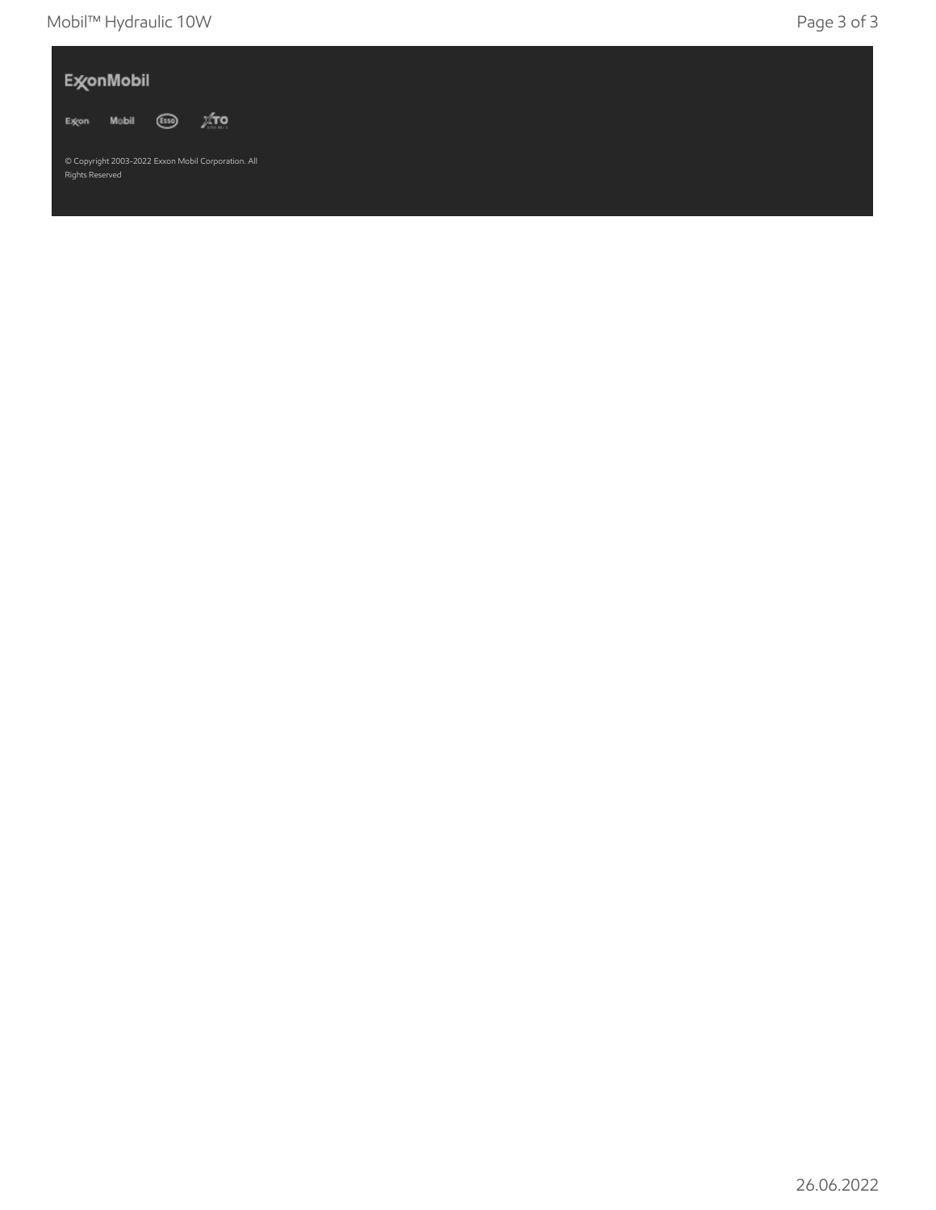ExxonMobil

Exxon Mobil Esso XTO

© Copyright 2003-2022 Exxon Mobil Corporation. All Rights Reserved